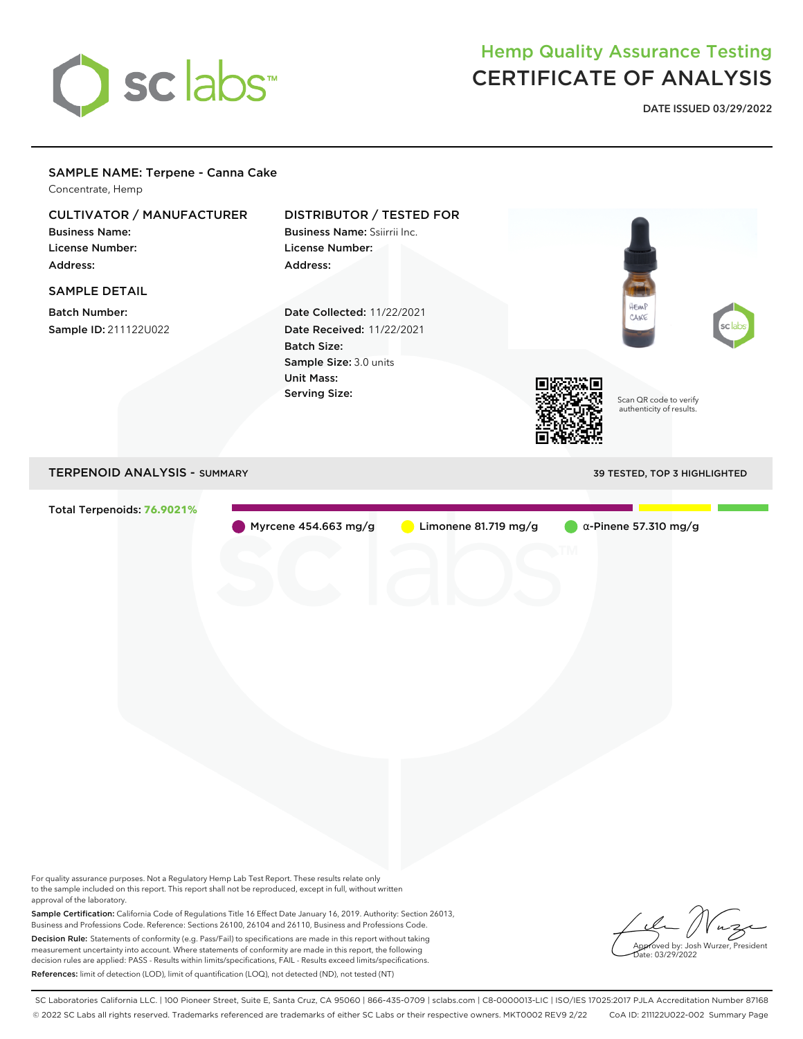sc labs™

# Hemp Quality Assurance Testing
# CERTIFICATE OF ANALYSIS

**DATE ISSUED 03/29/2022**

## SAMPLE NAME: Terpene - Canna Cake

Concentrate, Hemp

### CULTIVATOR / MANUFACTURER

**Business Name:**
**License Number:**
**Address:**

### DISTRIBUTOR / TESTED FOR

**Business Name:** Ssiirrii Inc.
**License Number:**
**Address:**

### SAMPLE DETAIL

**Batch Number:**
**Sample ID:** 211122U022

**Date Collected:** 11/22/2021
**Date Received:** 11/22/2021
**Batch Size:**
**Sample Size:** 3.0 units
**Unit Mass:**
**Serving Size:**

Scan QR code to verify authenticity of results.

## TERPENOID ANALYSIS - SUMMARY

39 TESTED, TOP 3 HIGHLIGHTED

**Total Terpenoids: 76.9021%**

- Myrcene 454.663 mg/g
- Limonene 81.719 mg/g
- α-Pinene 57.310 mg/g

For quality assurance purposes. Not a Regulatory Hemp Lab Test Report. These results relate only to the sample included on this report. This report shall not be reproduced, except in full, without written approval of the laboratory.

**Sample Certification:** California Code of Regulations Title 16 Effect Date January 16, 2019. Authority: Section 26013, Business and Professions Code. Reference: Sections 26100, 26104 and 26110, Business and Professions Code.

**Decision Rule:** Statements of conformity (e.g. Pass/Fail) to specifications are made in this report without taking measurement uncertainty into account. Where statements of conformity are made in this report, the following decision rules are applied: PASS - Results within limits/specifications, FAIL - Results exceed limits/specifications.

**References:** limit of detection (LOD), limit of quantification (LOQ), not detected (ND), not tested (NT)

Approved by: Josh Wurzer, President
Date: 03/29/2022

SC Laboratories California LLC. | 100 Pioneer Street, Suite E, Santa Cruz, CA 95060 | 866-435-0709 | sclabs.com | C8-0000013-LIC | ISO/IES 17025:2017 PJLA Accreditation Number 87168
© 2022 SC Labs all rights reserved. Trademarks referenced are trademarks of either SC Labs or their respective owners. MKT0002 REV9 2/22 CoA ID: 211122U022-002 Summary Page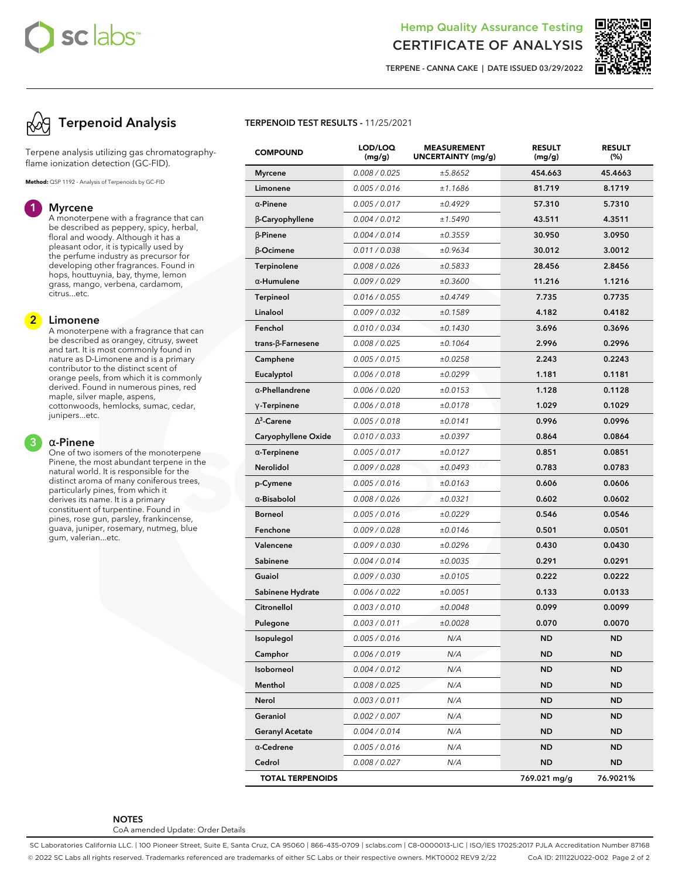Hemp Quality Assurance Testing

# CERTIFICATE OF ANALYSIS

TERPENE - CANNA CAKE | DATE ISSUED 03/29/2022

## Terpenoid Analysis

Terpene analysis utilizing gas chromatography-flame ionization detection (GC-FID).

**Method:** QSP 1192 - Analysis of Terpenoids by GC-FID

### 1 Myrcene

A monoterpene with a fragrance that can be described as peppery, spicy, herbal, floral and woody. Although it has a pleasant odor, it is typically used by the perfume industry as precursor for developing other fragrances. Found in hops, houttuynia, bay, thyme, lemon grass, mango, verbena, cardamom, citrus...etc.

### 2 Limonene

A monoterpene with a fragrance that can be described as orangey, citrusy, sweet and tart. It is most commonly found in nature as D-Limonene and is a primary contributor to the distinct scent of orange peels, from which it is commonly derived. Found in numerous pines, red maple, silver maple, aspens, cottonwoods, hemlocks, sumac, cedar, junipers...etc.

### 3 α-Pinene

One of two isomers of the monoterpene Pinene, the most abundant terpene in the natural world. It is responsible for the distinct aroma of many coniferous trees, particularly pines, from which it derives its name. It is a primary constituent of turpentine. Found in pines, rose gun, parsley, frankincense, guava, juniper, rosemary, nutmeg, blue gum, valerian...etc.

**TERPENOID TEST RESULTS** - 11/25/2021

| COMPOUND | LOD/LOQ (mg/g) | MEASUREMENT UNCERTAINTY (mg/g) | RESULT (mg/g) | RESULT (%) |
|---|---|---|---|---|
| Myrcene | 0.008 / 0.025 | ±5.8652 | 454.663 | 45.4663 |
| Limonene | 0.005 / 0.016 | ±1.1686 | 81.719 | 8.1719 |
| α-Pinene | 0.005 / 0.017 | ±0.4929 | 57.310 | 5.7310 |
| β-Caryophyllene | 0.004 / 0.012 | ±1.5490 | 43.511 | 4.3511 |
| β-Pinene | 0.004 / 0.014 | ±0.3559 | 30.950 | 3.0950 |
| β-Ocimene | 0.011 / 0.038 | ±0.9634 | 30.012 | 3.0012 |
| Terpinolene | 0.008 / 0.026 | ±0.5833 | 28.456 | 2.8456 |
| α-Humulene | 0.009 / 0.029 | ±0.3600 | 11.216 | 1.1216 |
| Terpineol | 0.016 / 0.055 | ±0.4749 | 7.735 | 0.7735 |
| Linalool | 0.009 / 0.032 | ±0.1589 | 4.182 | 0.4182 |
| Fenchol | 0.010 / 0.034 | ±0.1430 | 3.696 | 0.3696 |
| trans-β-Farnesene | 0.008 / 0.025 | ±0.1064 | 2.996 | 0.2996 |
| Camphene | 0.005 / 0.015 | ±0.0258 | 2.243 | 0.2243 |
| Eucalyptol | 0.006 / 0.018 | ±0.0299 | 1.181 | 0.1181 |
| α-Phellandrene | 0.006 / 0.020 | ±0.0153 | 1.128 | 0.1128 |
| γ-Terpinene | 0.006 / 0.018 | ±0.0178 | 1.029 | 0.1029 |
| $\Delta^3$-Carene | 0.005 / 0.018 | ±0.0141 | 0.996 | 0.0996 |
| Caryophyllene Oxide | 0.010 / 0.033 | ±0.0397 | 0.864 | 0.0864 |
| α-Terpinene | 0.005 / 0.017 | ±0.0127 | 0.851 | 0.0851 |
| Nerolidol | 0.009 / 0.028 | ±0.0493 | 0.783 | 0.0783 |
| p-Cymene | 0.005 / 0.016 | ±0.0163 | 0.606 | 0.0606 |
| α-Bisabolol | 0.008 / 0.026 | ±0.0321 | 0.602 | 0.0602 |
| Borneol | 0.005 / 0.016 | ±0.0229 | 0.546 | 0.0546 |
| Fenchone | 0.009 / 0.028 | ±0.0146 | 0.501 | 0.0501 |
| Valencene | 0.009 / 0.030 | ±0.0296 | 0.430 | 0.0430 |
| Sabinene | 0.004 / 0.014 | ±0.0035 | 0.291 | 0.0291 |
| Guaiol | 0.009 / 0.030 | ±0.0105 | 0.222 | 0.0222 |
| Sabinene Hydrate | 0.006 / 0.022 | ±0.0051 | 0.133 | 0.0133 |
| Citronellol | 0.003 / 0.010 | ±0.0048 | 0.099 | 0.0099 |
| Pulegone | 0.003 / 0.011 | ±0.0028 | 0.070 | 0.0070 |
| Isopulegol | 0.005 / 0.016 | N/A | ND | ND |
| Camphor | 0.006 / 0.019 | N/A | ND | ND |
| Isoborneol | 0.004 / 0.012 | N/A | ND | ND |
| Menthol | 0.008 / 0.025 | N/A | ND | ND |
| Nerol | 0.003 / 0.011 | N/A | ND | ND |
| Geraniol | 0.002 / 0.007 | N/A | ND | ND |
| Geranyl Acetate | 0.004 / 0.014 | N/A | ND | ND |
| α-Cedrene | 0.005 / 0.016 | N/A | ND | ND |
| Cedrol | 0.008 / 0.027 | N/A | ND | ND |
| **TOTAL TERPENOIDS** | | | 769.021 mg/g | 76.9021% |

**NOTES**

CoA amended Update: Order Details

SC Laboratories California LLC. | 100 Pioneer Street, Suite E, Santa Cruz, CA 95060 | 866-435-0709 | sclabs.com | C8-0000013-LIC | ISO/IES 17025:2017 PJLA Accreditation Number 87168
© 2022 SC Labs all rights reserved. Trademarks referenced are trademarks of either SC Labs or their respective owners. MKT0002 REV9 2/22 CoA ID: 211122U022-002